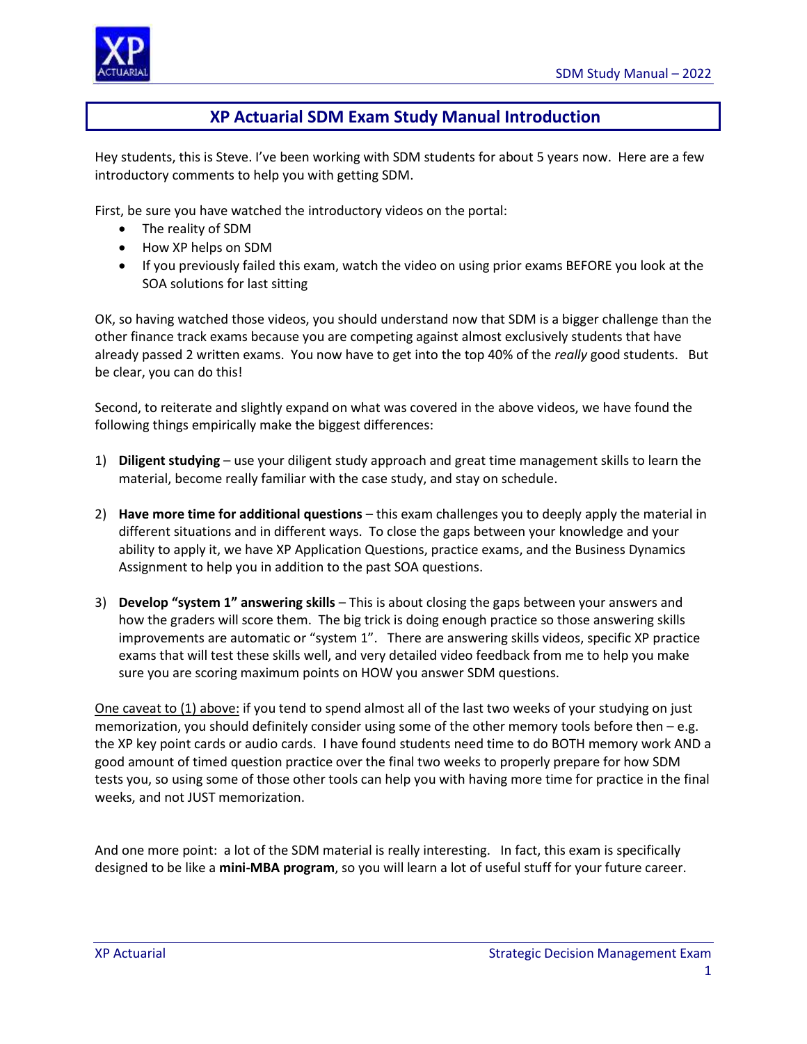# XP Actuarial SDM Exam Study Manual Introduction

Hey students, this is Steve. I've been working with SDM students for about 5 years now. Here are a few introductory comments to help you with getting SDM.

First, be sure you have watched the introductory videos on the portal:

- The reality of SDM
- How XP helps on SDM
- If you previously failed this exam, watch the video on using prior exams BEFORE you look at the SOA solutions for last sitting

OK, so having watched those videos, you should understand now that SDM is a bigger challenge than the other finance track exams because you are competing against almost exclusively students that have already passed 2 written exams. You now have to get into the top 40% of the *really* good students. But be clear, you can do this!

Second, to reiterate and slightly expand on what was covered in the above videos, we have found the following things empirically make the biggest differences:

1) **Diligent studying** – use your diligent study approach and great time management skills to learn the material, become really familiar with the case study, and stay on schedule.

2) **Have more time for additional questions** – this exam challenges you to deeply apply the material in different situations and in different ways. To close the gaps between your knowledge and your ability to apply it, we have XP Application Questions, practice exams, and the Business Dynamics Assignment to help you in addition to the past SOA questions.

3) **Develop "system 1" answering skills** – This is about closing the gaps between your answers and how the graders will score them. The big trick is doing enough practice so those answering skills improvements are automatic or "system 1". There are answering skills videos, specific XP practice exams that will test these skills well, and very detailed video feedback from me to help you make sure you are scoring maximum points on HOW you answer SDM questions.

<u>One caveat to (1) above:</u> if you tend to spend almost all of the last two weeks of your studying on just memorization, you should definitely consider using some of the other memory tools before then – e.g. the XP key point cards or audio cards. I have found students need time to do BOTH memory work AND a good amount of timed question practice over the final two weeks to properly prepare for how SDM tests you, so using some of those other tools can help you with having more time for practice in the final weeks, and not JUST memorization.

And one more point: a lot of the SDM material is really interesting. In fact, this exam is specifically designed to be like a **mini-MBA program**, so you will learn a lot of useful stuff for your future career.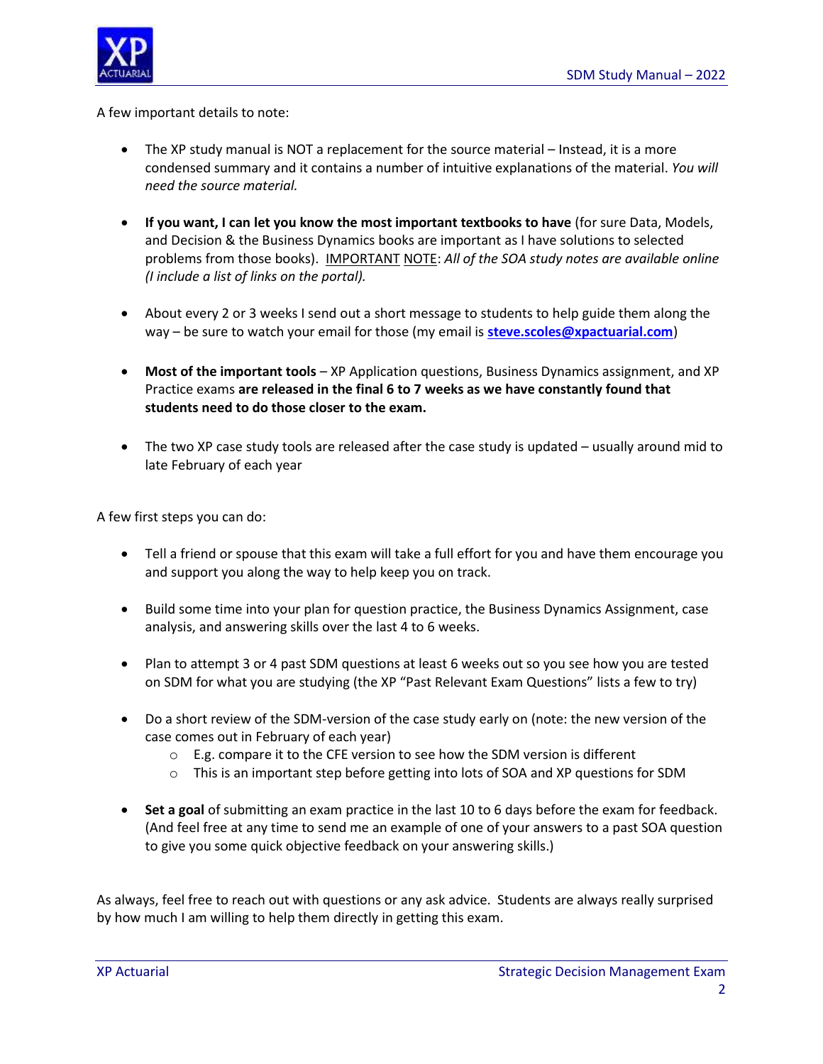A few important details to note:

- The XP study manual is NOT a replacement for the source material – Instead, it is a more condensed summary and it contains a number of intuitive explanations of the material. *You will need the source material.*

- **If you want, I can let you know the most important textbooks to have** (for sure Data, Models, and Decision & the Business Dynamics books are important as I have solutions to selected problems from those books). IMPORTANT NOTE: *All of the SOA study notes are available online (I include a list of links on the portal).*

- About every 2 or 3 weeks I send out a short message to students to help guide them along the way – be sure to watch your email for those (my email is **steve.scoles@xpactuarial.com**)

- **Most of the important tools** – XP Application questions, Business Dynamics assignment, and XP Practice exams **are released in the final 6 to 7 weeks as we have constantly found that students need to do those closer to the exam.**

- The two XP case study tools are released after the case study is updated – usually around mid to late February of each year

A few first steps you can do:

- Tell a friend or spouse that this exam will take a full effort for you and have them encourage you and support you along the way to help keep you on track.

- Build some time into your plan for question practice, the Business Dynamics Assignment, case analysis, and answering skills over the last 4 to 6 weeks.

- Plan to attempt 3 or 4 past SDM questions at least 6 weeks out so you see how you are tested on SDM for what you are studying (the XP "Past Relevant Exam Questions" lists a few to try)

- Do a short review of the SDM-version of the case study early on (note: the new version of the case comes out in February of each year)
  - E.g. compare it to the CFE version to see how the SDM version is different
  - This is an important step before getting into lots of SOA and XP questions for SDM

- **Set a goal** of submitting an exam practice in the last 10 to 6 days before the exam for feedback. (And feel free at any time to send me an example of one of your answers to a past SOA question to give you some quick objective feedback on your answering skills.)

As always, feel free to reach out with questions or any ask advice. Students are always really surprised by how much I am willing to help them directly in getting this exam.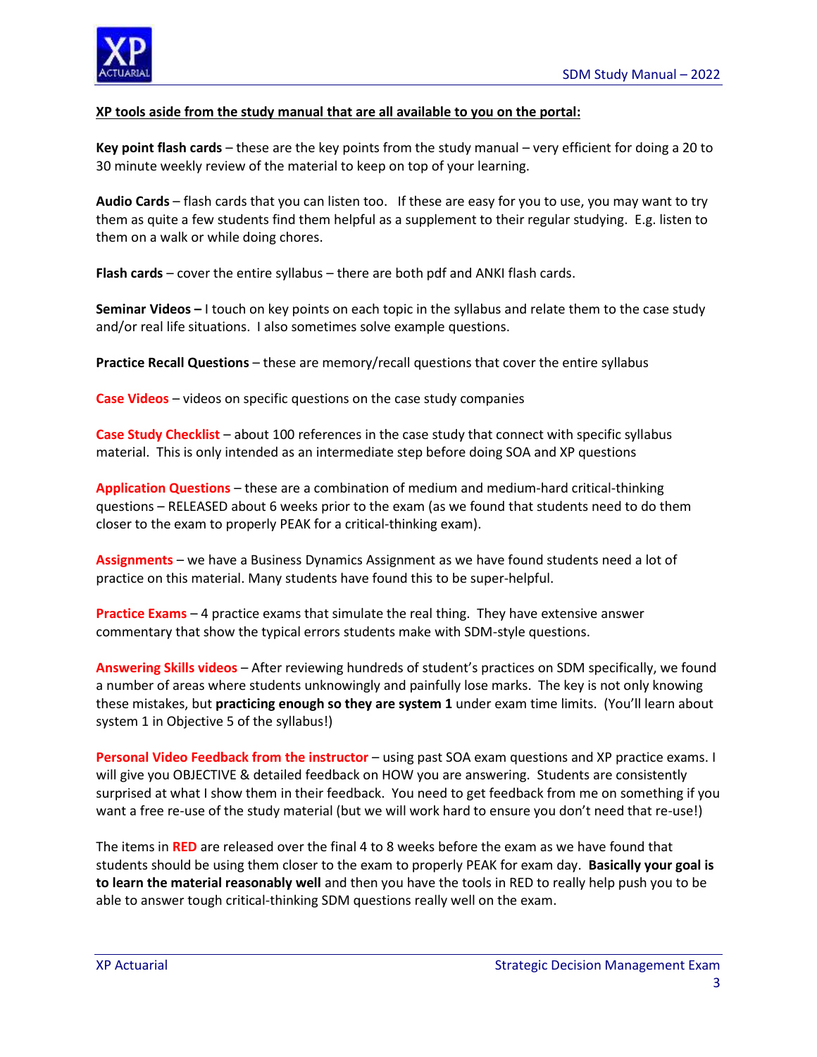**<u>XP tools aside from the study manual that are all available to you on the portal:</u>**

**Key point flash cards** – these are the key points from the study manual – very efficient for doing a 20 to 30 minute weekly review of the material to keep on top of your learning.

**Audio Cards** – flash cards that you can listen too. If these are easy for you to use, you may want to try them as quite a few students find them helpful as a supplement to their regular studying. E.g. listen to them on a walk or while doing chores.

**Flash cards** – cover the entire syllabus – there are both pdf and ANKI flash cards.

**Seminar Videos –** I touch on key points on each topic in the syllabus and relate them to the case study and/or real life situations. I also sometimes solve example questions.

**Practice Recall Questions** – these are memory/recall questions that cover the entire syllabus

**Case Videos** – videos on specific questions on the case study companies

**Case Study Checklist** – about 100 references in the case study that connect with specific syllabus material. This is only intended as an intermediate step before doing SOA and XP questions

**Application Questions** – these are a combination of medium and medium-hard critical-thinking questions – RELEASED about 6 weeks prior to the exam (as we found that students need to do them closer to the exam to properly PEAK for a critical-thinking exam).

**Assignments** – we have a Business Dynamics Assignment as we have found students need a lot of practice on this material. Many students have found this to be super-helpful.

**Practice Exams** – 4 practice exams that simulate the real thing. They have extensive answer commentary that show the typical errors students make with SDM-style questions.

**Answering Skills videos** – After reviewing hundreds of student's practices on SDM specifically, we found a number of areas where students unknowingly and painfully lose marks. The key is not only knowing these mistakes, but **practicing enough so they are system 1** under exam time limits. (You'll learn about system 1 in Objective 5 of the syllabus!)

**Personal Video Feedback from the instructor** – using past SOA exam questions and XP practice exams. I will give you OBJECTIVE & detailed feedback on HOW you are answering. Students are consistently surprised at what I show them in their feedback. You need to get feedback from me on something if you want a free re-use of the study material (but we will work hard to ensure you don't need that re-use!)

The items in **RED** are released over the final 4 to 8 weeks before the exam as we have found that students should be using them closer to the exam to properly PEAK for exam day. **Basically your goal is to learn the material reasonably well** and then you have the tools in RED to really help push you to be able to answer tough critical-thinking SDM questions really well on the exam.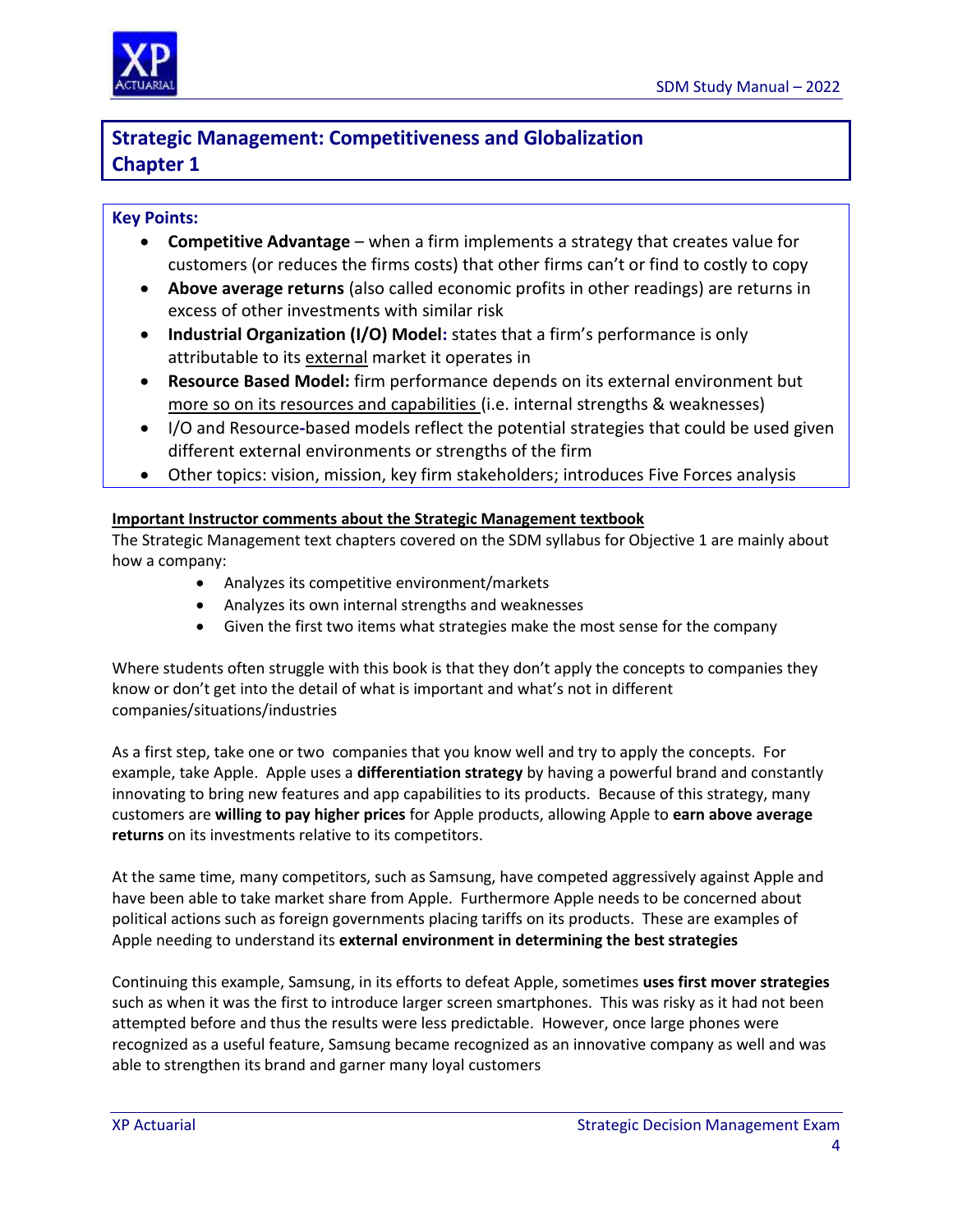# Strategic Management: Competitiveness and Globalization
# Chapter 1

**Key Points:**

- **Competitive Advantage** – when a firm implements a strategy that creates value for customers (or reduces the firms costs) that other firms can't or find to costly to copy
- **Above average returns** (also called economic profits in other readings) are returns in excess of other investments with similar risk
- **Industrial Organization (I/O) Model:** states that a firm's performance is only attributable to its external market it operates in
- **Resource Based Model:** firm performance depends on its external environment but more so on its resources and capabilities (i.e. internal strengths & weaknesses)
- I/O and Resource-based models reflect the potential strategies that could be used given different external environments or strengths of the firm
- Other topics: vision, mission, key firm stakeholders; introduces Five Forces analysis

**Important Instructor comments about the Strategic Management textbook**

The Strategic Management text chapters covered on the SDM syllabus for Objective 1 are mainly about how a company:

- Analyzes its competitive environment/markets
- Analyzes its own internal strengths and weaknesses
- Given the first two items what strategies make the most sense for the company

Where students often struggle with this book is that they don't apply the concepts to companies they know or don't get into the detail of what is important and what's not in different companies/situations/industries

As a first step, take one or two companies that you know well and try to apply the concepts. For example, take Apple. Apple uses a **differentiation strategy** by having a powerful brand and constantly innovating to bring new features and app capabilities to its products. Because of this strategy, many customers are **willing to pay higher prices** for Apple products, allowing Apple to **earn above average returns** on its investments relative to its competitors.

At the same time, many competitors, such as Samsung, have competed aggressively against Apple and have been able to take market share from Apple. Furthermore Apple needs to be concerned about political actions such as foreign governments placing tariffs on its products. These are examples of Apple needing to understand its **external environment in determining the best strategies**

Continuing this example, Samsung, in its efforts to defeat Apple, sometimes **uses first mover strategies** such as when it was the first to introduce larger screen smartphones. This was risky as it had not been attempted before and thus the results were less predictable. However, once large phones were recognized as a useful feature, Samsung became recognized as an innovative company as well and was able to strengthen its brand and garner many loyal customers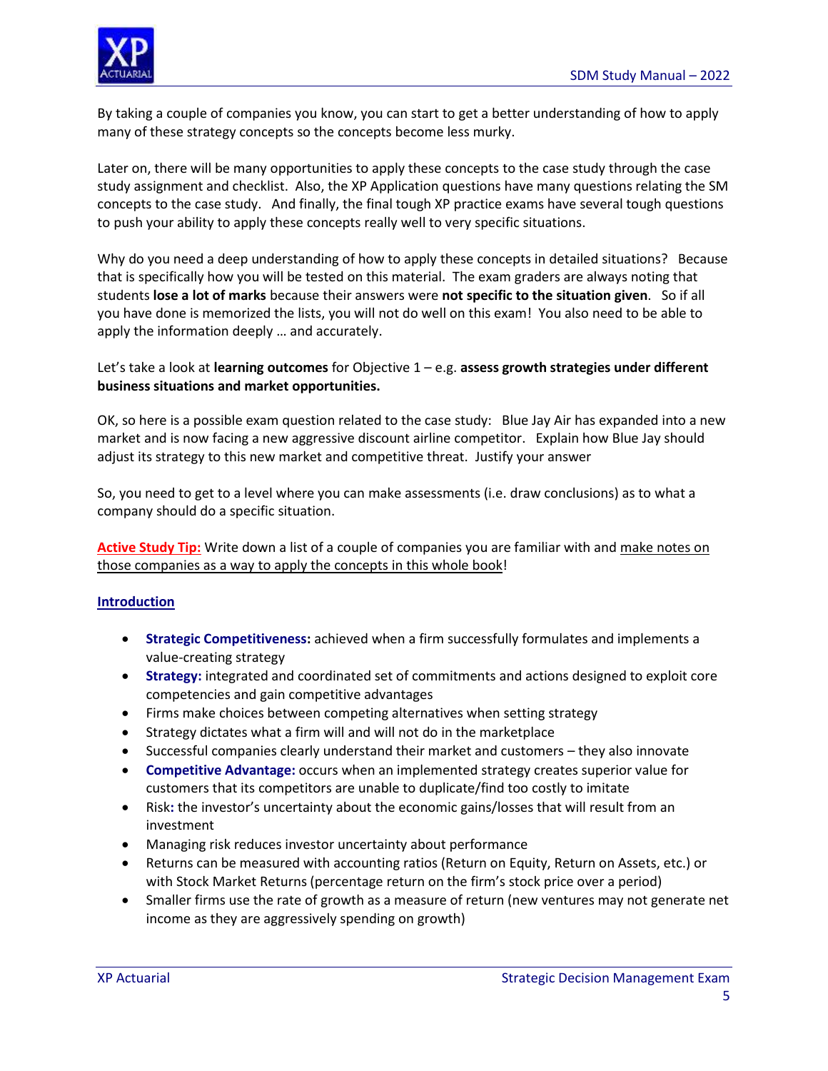By taking a couple of companies you know, you can start to get a better understanding of how to apply many of these strategy concepts so the concepts become less murky.

Later on, there will be many opportunities to apply these concepts to the case study through the case study assignment and checklist. Also, the XP Application questions have many questions relating the SM concepts to the case study. And finally, the final tough XP practice exams have several tough questions to push your ability to apply these concepts really well to very specific situations.

Why do you need a deep understanding of how to apply these concepts in detailed situations? Because that is specifically how you will be tested on this material. The exam graders are always noting that students **lose a lot of marks** because their answers were **not specific to the situation given**. So if all you have done is memorized the lists, you will not do well on this exam! You also need to be able to apply the information deeply … and accurately.

Let's take a look at **learning outcomes** for Objective 1 – e.g. **assess growth strategies under different business situations and market opportunities.**

OK, so here is a possible exam question related to the case study: Blue Jay Air has expanded into a new market and is now facing a new aggressive discount airline competitor. Explain how Blue Jay should adjust its strategy to this new market and competitive threat. Justify your answer

So, you need to get to a level where you can make assessments (i.e. draw conclusions) as to what a company should do a specific situation.

**Active Study Tip:** Write down a list of a couple of companies you are familiar with and make notes on those companies as a way to apply the concepts in this whole book!

## Introduction

- **Strategic Competitiveness:** achieved when a firm successfully formulates and implements a value-creating strategy
- **Strategy:** integrated and coordinated set of commitments and actions designed to exploit core competencies and gain competitive advantages
- Firms make choices between competing alternatives when setting strategy
- Strategy dictates what a firm will and will not do in the marketplace
- Successful companies clearly understand their market and customers – they also innovate
- **Competitive Advantage:** occurs when an implemented strategy creates superior value for customers that its competitors are unable to duplicate/find too costly to imitate
- Risk**:** the investor's uncertainty about the economic gains/losses that will result from an investment
- Managing risk reduces investor uncertainty about performance
- Returns can be measured with accounting ratios (Return on Equity, Return on Assets, etc.) or with Stock Market Returns (percentage return on the firm's stock price over a period)
- Smaller firms use the rate of growth as a measure of return (new ventures may not generate net income as they are aggressively spending on growth)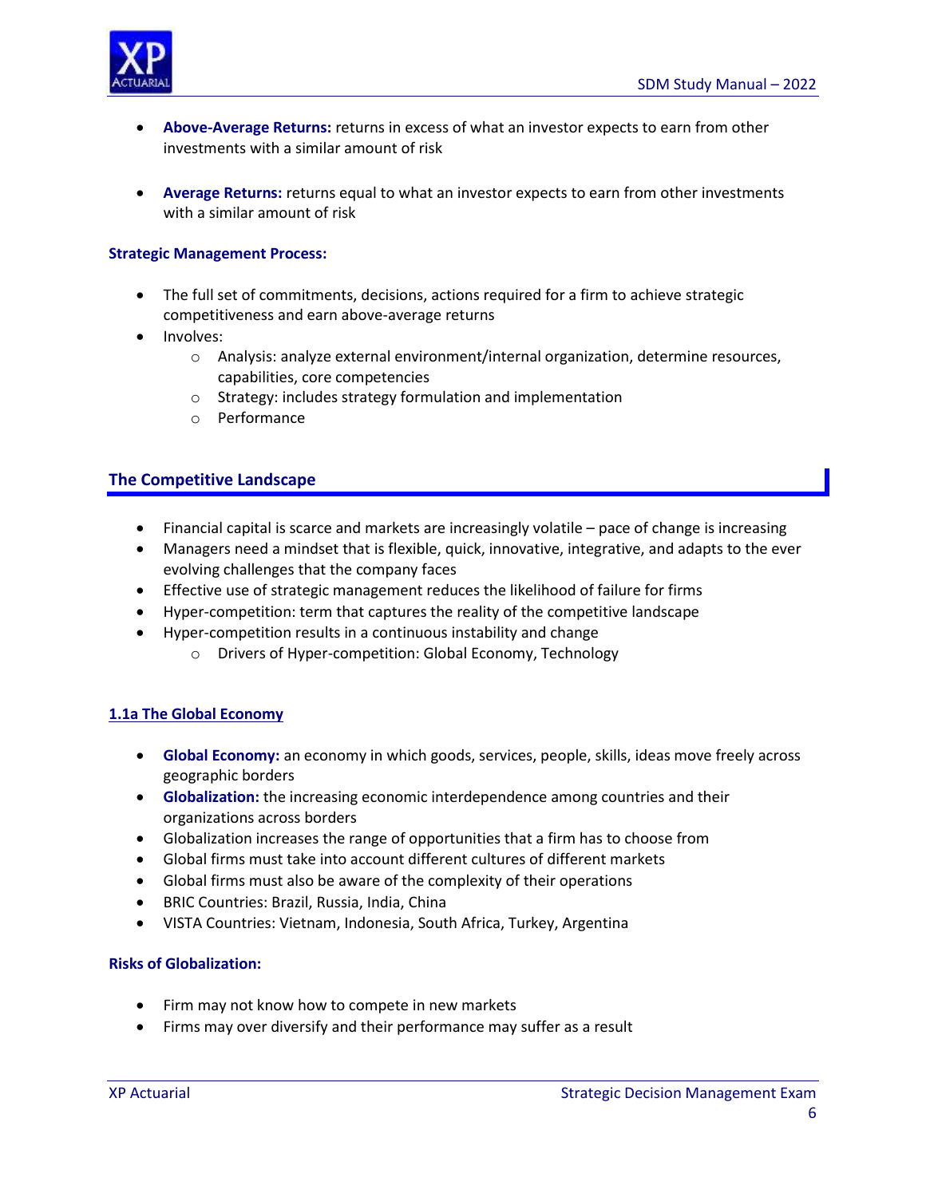- **Above-Average Returns:** returns in excess of what an investor expects to earn from other investments with a similar amount of risk

- **Average Returns:** returns equal to what an investor expects to earn from other investments with a similar amount of risk

### Strategic Management Process:

- The full set of commitments, decisions, actions required for a firm to achieve strategic competitiveness and earn above-average returns
- Involves:
  - Analysis: analyze external environment/internal organization, determine resources, capabilities, core competencies
  - Strategy: includes strategy formulation and implementation
  - Performance

## The Competitive Landscape

- Financial capital is scarce and markets are increasingly volatile – pace of change is increasing
- Managers need a mindset that is flexible, quick, innovative, integrative, and adapts to the ever evolving challenges that the company faces
- Effective use of strategic management reduces the likelihood of failure for firms
- Hyper-competition: term that captures the reality of the competitive landscape
- Hyper-competition results in a continuous instability and change
  - Drivers of Hyper-competition: Global Economy, Technology

### 1.1a The Global Economy

- **Global Economy:** an economy in which goods, services, people, skills, ideas move freely across geographic borders
- **Globalization:** the increasing economic interdependence among countries and their organizations across borders
- Globalization increases the range of opportunities that a firm has to choose from
- Global firms must take into account different cultures of different markets
- Global firms must also be aware of the complexity of their operations
- BRIC Countries: Brazil, Russia, India, China
- VISTA Countries: Vietnam, Indonesia, South Africa, Turkey, Argentina

### Risks of Globalization:

- Firm may not know how to compete in new markets
- Firms may over diversify and their performance may suffer as a result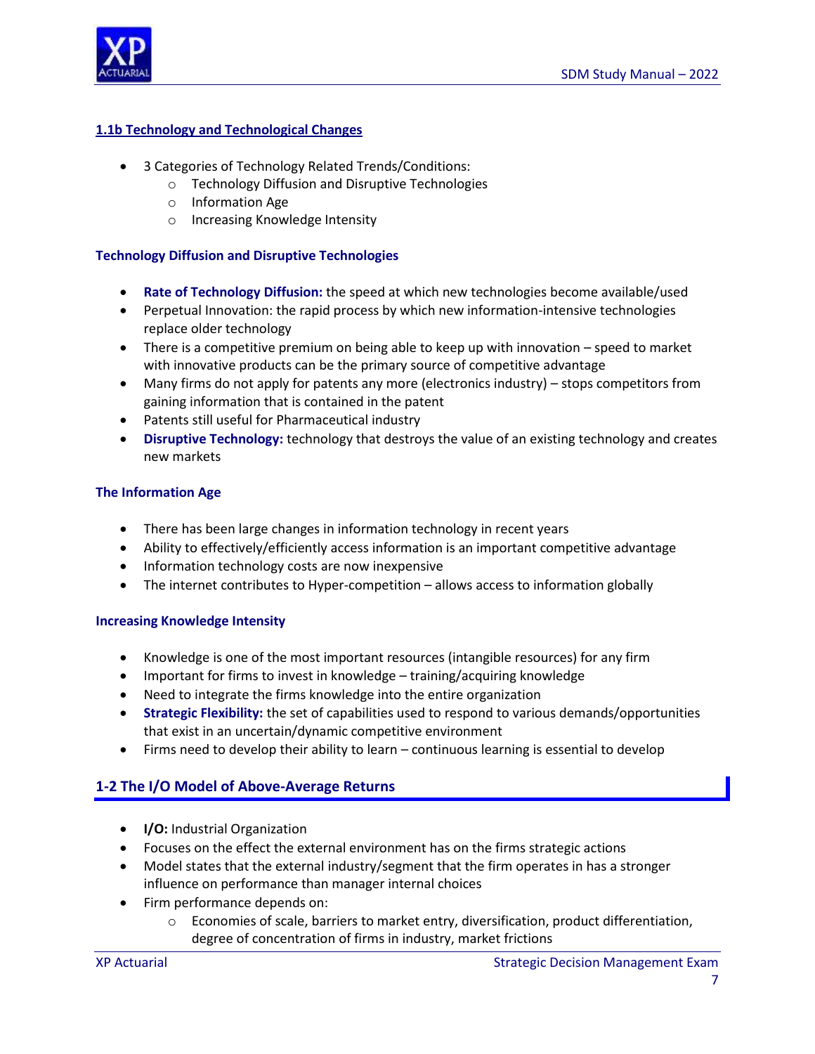### 1.1b Technology and Technological Changes

- 3 Categories of Technology Related Trends/Conditions:
  - Technology Diffusion and Disruptive Technologies
  - Information Age
  - Increasing Knowledge Intensity

#### Technology Diffusion and Disruptive Technologies

- **Rate of Technology Diffusion:** the speed at which new technologies become available/used
- Perpetual Innovation: the rapid process by which new information-intensive technologies replace older technology
- There is a competitive premium on being able to keep up with innovation – speed to market with innovative products can be the primary source of competitive advantage
- Many firms do not apply for patents any more (electronics industry) – stops competitors from gaining information that is contained in the patent
- Patents still useful for Pharmaceutical industry
- **Disruptive Technology:** technology that destroys the value of an existing technology and creates new markets

#### The Information Age

- There has been large changes in information technology in recent years
- Ability to effectively/efficiently access information is an important competitive advantage
- Information technology costs are now inexpensive
- The internet contributes to Hyper-competition – allows access to information globally

#### Increasing Knowledge Intensity

- Knowledge is one of the most important resources (intangible resources) for any firm
- Important for firms to invest in knowledge – training/acquiring knowledge
- Need to integrate the firms knowledge into the entire organization
- **Strategic Flexibility:** the set of capabilities used to respond to various demands/opportunities that exist in an uncertain/dynamic competitive environment
- Firms need to develop their ability to learn – continuous learning is essential to develop

## 1-2 The I/O Model of Above-Average Returns

- **I/O:** Industrial Organization
- Focuses on the effect the external environment has on the firms strategic actions
- Model states that the external industry/segment that the firm operates in has a stronger influence on performance than manager internal choices
- Firm performance depends on:
  - Economies of scale, barriers to market entry, diversification, product differentiation, degree of concentration of firms in industry, market frictions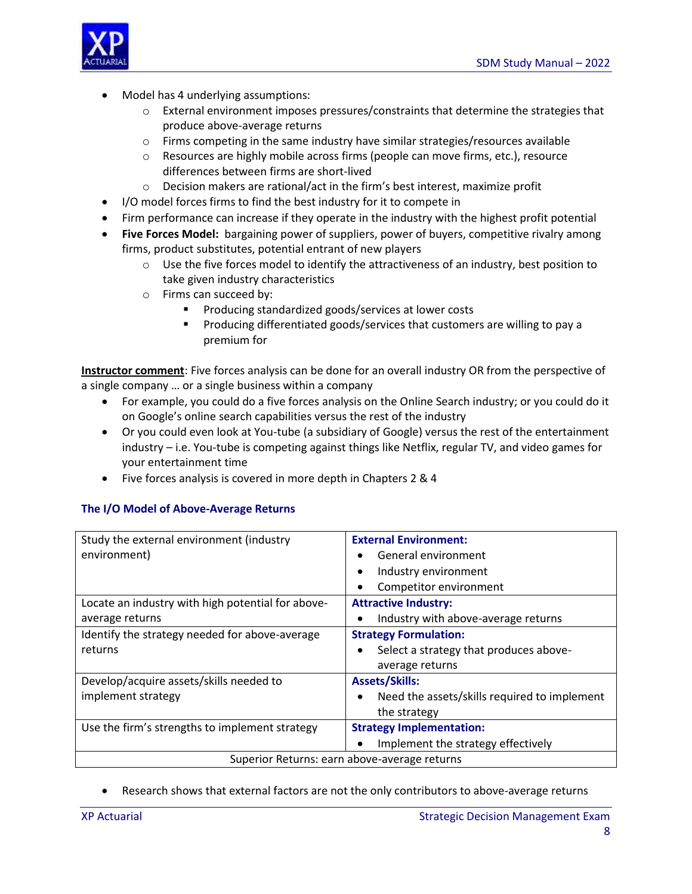- Model has 4 underlying assumptions:
  - External environment imposes pressures/constraints that determine the strategies that produce above-average returns
  - Firms competing in the same industry have similar strategies/resources available
  - Resources are highly mobile across firms (people can move firms, etc.), resource differences between firms are short-lived
  - Decision makers are rational/act in the firm's best interest, maximize profit
- I/O model forces firms to find the best industry for it to compete in
- Firm performance can increase if they operate in the industry with the highest profit potential
- **Five Forces Model:** bargaining power of suppliers, power of buyers, competitive rivalry among firms, product substitutes, potential entrant of new players
  - Use the five forces model to identify the attractiveness of an industry, best position to take given industry characteristics
  - Firms can succeed by:
    - Producing standardized goods/services at lower costs
    - Producing differentiated goods/services that customers are willing to pay a premium for

**Instructor comment**: Five forces analysis can be done for an overall industry OR from the perspective of a single company … or a single business within a company

- For example, you could do a five forces analysis on the Online Search industry; or you could do it on Google's online search capabilities versus the rest of the industry
- Or you could even look at You-tube (a subsidiary of Google) versus the rest of the entertainment industry – i.e. You-tube is competing against things like Netflix, regular TV, and video games for your entertainment time
- Five forces analysis is covered in more depth in Chapters 2 & 4

### The I/O Model of Above-Average Returns

| | |
|---|---|
| Study the external environment (industry environment) | **External Environment:**<br>• General environment<br>• Industry environment<br>• Competitor environment |
| Locate an industry with high potential for above-average returns | **Attractive Industry:**<br>• Industry with above-average returns |
| Identify the strategy needed for above-average returns | **Strategy Formulation:**<br>• Select a strategy that produces above-average returns |
| Develop/acquire assets/skills needed to implement strategy | **Assets/Skills:**<br>• Need the assets/skills required to implement the strategy |
| Use the firm's strengths to implement strategy | **Strategy Implementation:**<br>• Implement the strategy effectively |
| Superior Returns: earn above-average returns | |

- Research shows that external factors are not the only contributors to above-average returns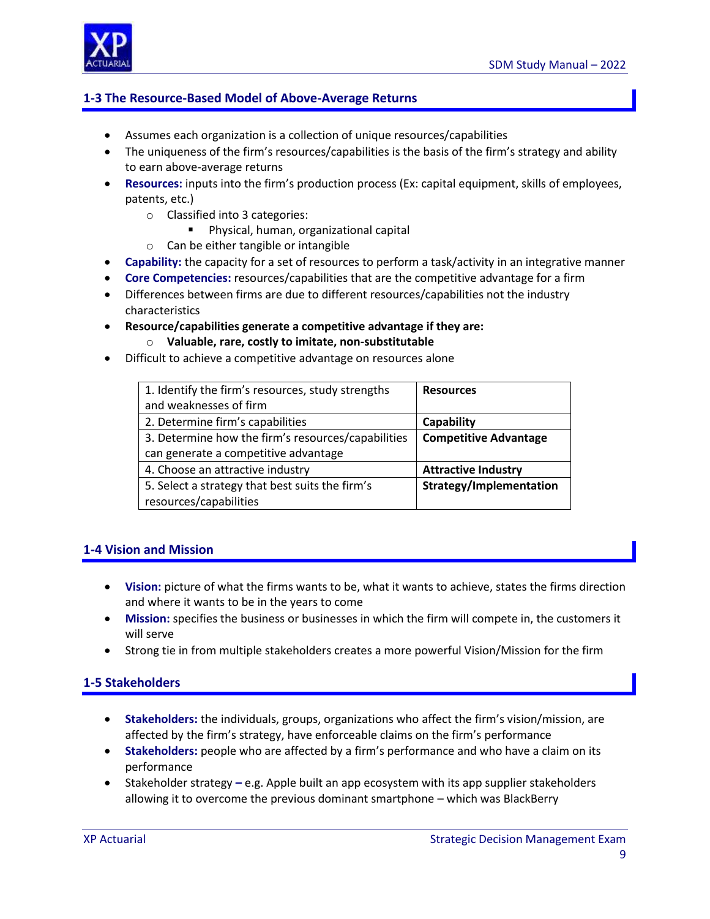## 1-3 The Resource-Based Model of Above-Average Returns

- Assumes each organization is a collection of unique resources/capabilities
- The uniqueness of the firm's resources/capabilities is the basis of the firm's strategy and ability to earn above-average returns
- **Resources:** inputs into the firm's production process (Ex: capital equipment, skills of employees, patents, etc.)
  - Classified into 3 categories:
    - Physical, human, organizational capital
  - Can be either tangible or intangible
- **Capability:** the capacity for a set of resources to perform a task/activity in an integrative manner
- **Core Competencies:** resources/capabilities that are the competitive advantage for a firm
- Differences between firms are due to different resources/capabilities not the industry characteristics
- **Resource/capabilities generate a competitive advantage if they are:**
  - **Valuable, rare, costly to imitate, non-substitutable**
- Difficult to achieve a competitive advantage on resources alone

| 1. Identify the firm's resources, study strengths and weaknesses of firm | **Resources** |
|---|---|
| 2. Determine firm's capabilities | **Capability** |
| 3. Determine how the firm's resources/capabilities can generate a competitive advantage | **Competitive Advantage** |
| 4. Choose an attractive industry | **Attractive Industry** |
| 5. Select a strategy that best suits the firm's resources/capabilities | **Strategy/Implementation** |

## 1-4 Vision and Mission

- **Vision:** picture of what the firms wants to be, what it wants to achieve, states the firms direction and where it wants to be in the years to come
- **Mission:** specifies the business or businesses in which the firm will compete in, the customers it will serve
- Strong tie in from multiple stakeholders creates a more powerful Vision/Mission for the firm

## 1-5 Stakeholders

- **Stakeholders:** the individuals, groups, organizations who affect the firm's vision/mission, are affected by the firm's strategy, have enforceable claims on the firm's performance
- **Stakeholders:** people who are affected by a firm's performance and who have a claim on its performance
- Stakeholder strategy **–** e.g. Apple built an app ecosystem with its app supplier stakeholders allowing it to overcome the previous dominant smartphone – which was BlackBerry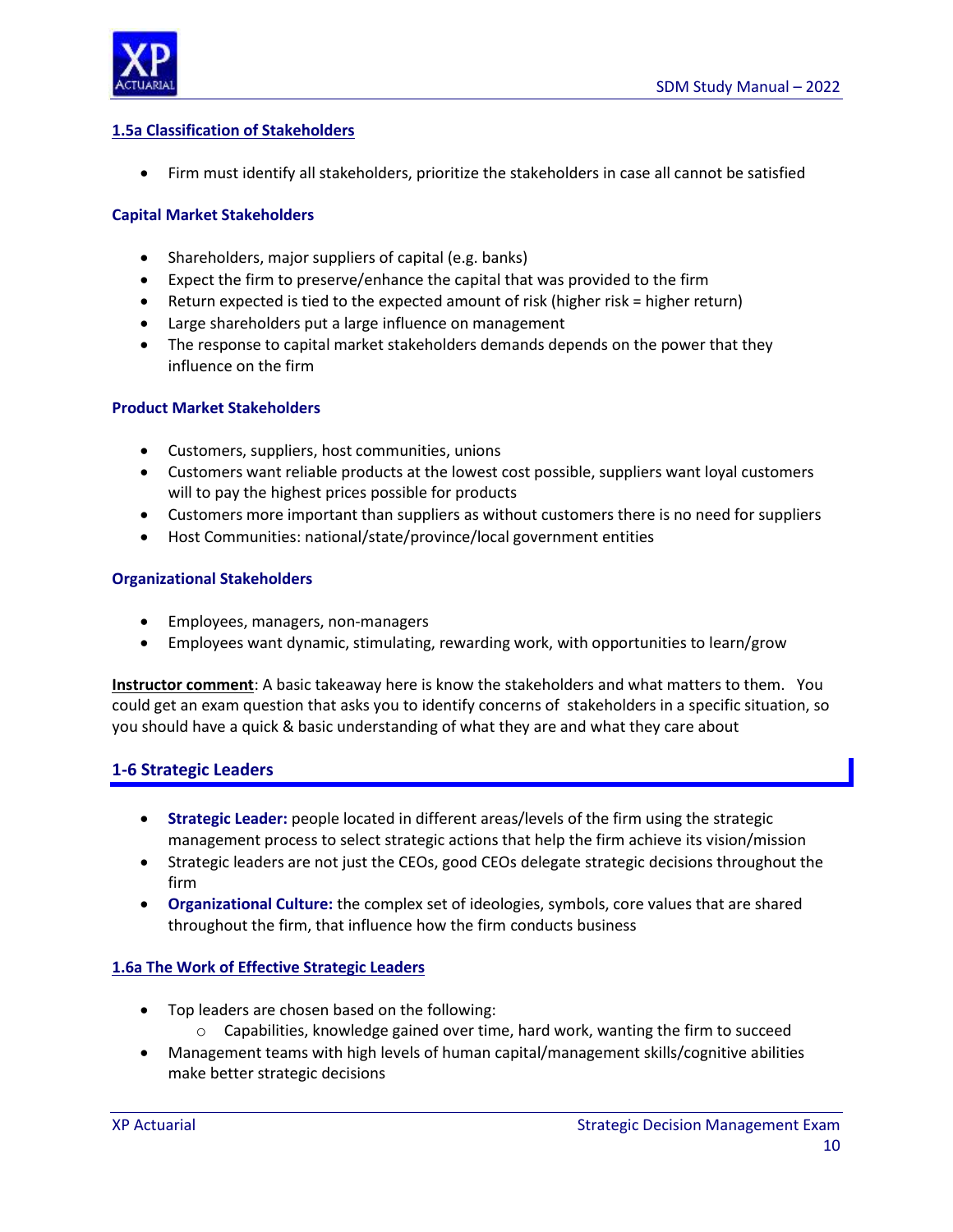### 1.5a Classification of Stakeholders

- Firm must identify all stakeholders, prioritize the stakeholders in case all cannot be satisfied

**Capital Market Stakeholders**

- Shareholders, major suppliers of capital (e.g. banks)
- Expect the firm to preserve/enhance the capital that was provided to the firm
- Return expected is tied to the expected amount of risk (higher risk = higher return)
- Large shareholders put a large influence on management
- The response to capital market stakeholders demands depends on the power that they influence on the firm

**Product Market Stakeholders**

- Customers, suppliers, host communities, unions
- Customers want reliable products at the lowest cost possible, suppliers want loyal customers will to pay the highest prices possible for products
- Customers more important than suppliers as without customers there is no need for suppliers
- Host Communities: national/state/province/local government entities

**Organizational Stakeholders**

- Employees, managers, non-managers
- Employees want dynamic, stimulating, rewarding work, with opportunities to learn/grow

**Instructor comment**: A basic takeaway here is know the stakeholders and what matters to them. You could get an exam question that asks you to identify concerns of stakeholders in a specific situation, so you should have a quick & basic understanding of what they are and what they care about

## 1-6 Strategic Leaders

- **Strategic Leader:** people located in different areas/levels of the firm using the strategic management process to select strategic actions that help the firm achieve its vision/mission
- Strategic leaders are not just the CEOs, good CEOs delegate strategic decisions throughout the firm
- **Organizational Culture:** the complex set of ideologies, symbols, core values that are shared throughout the firm, that influence how the firm conducts business

### 1.6a The Work of Effective Strategic Leaders

- Top leaders are chosen based on the following:
  - Capabilities, knowledge gained over time, hard work, wanting the firm to succeed
- Management teams with high levels of human capital/management skills/cognitive abilities make better strategic decisions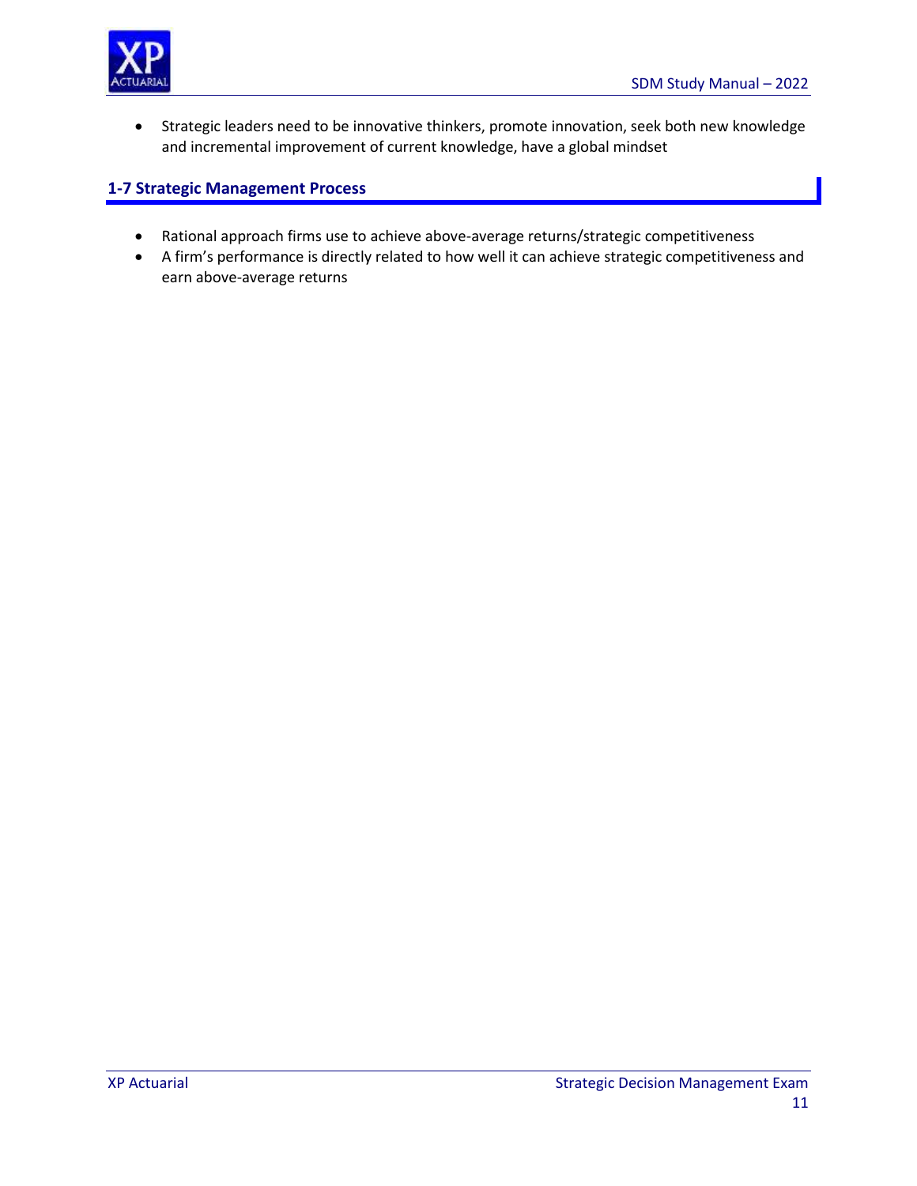- Strategic leaders need to be innovative thinkers, promote innovation, seek both new knowledge and incremental improvement of current knowledge, have a global mindset

## 1-7 Strategic Management Process

- Rational approach firms use to achieve above-average returns/strategic competitiveness
- A firm's performance is directly related to how well it can achieve strategic competitiveness and earn above-average returns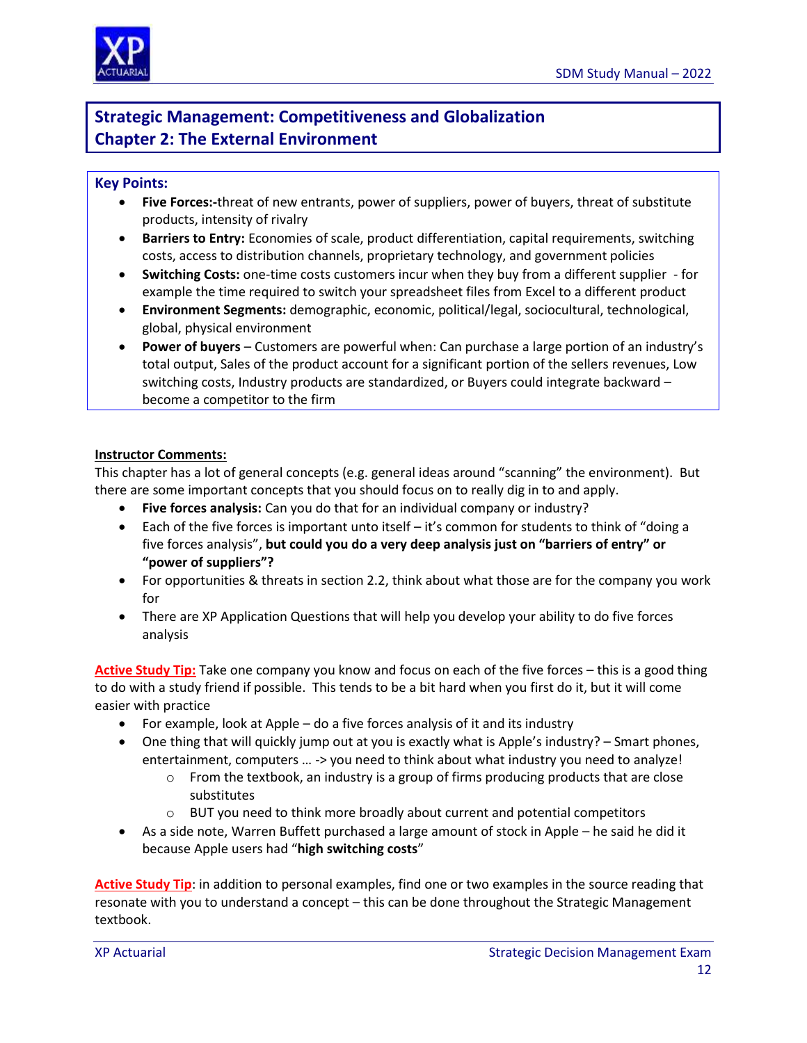## Strategic Management: Competitiveness and Globalization
## Chapter 2: The External Environment

### Key Points:

- **Five Forces:-**threat of new entrants, power of suppliers, power of buyers, threat of substitute products, intensity of rivalry
- **Barriers to Entry:** Economies of scale, product differentiation, capital requirements, switching costs, access to distribution channels, proprietary technology, and government policies
- **Switching Costs:** one-time costs customers incur when they buy from a different supplier - for example the time required to switch your spreadsheet files from Excel to a different product
- **Environment Segments:** demographic, economic, political/legal, sociocultural, technological, global, physical environment
- **Power of buyers** – Customers are powerful when: Can purchase a large portion of an industry's total output, Sales of the product account for a significant portion of the sellers revenues, Low switching costs, Industry products are standardized, or Buyers could integrate backward – become a competitor to the firm

**Instructor Comments:**

This chapter has a lot of general concepts (e.g. general ideas around "scanning" the environment). But there are some important concepts that you should focus on to really dig in to and apply.

- **Five forces analysis:** Can you do that for an individual company or industry?
- Each of the five forces is important unto itself – it's common for students to think of "doing a five forces analysis", **but could you do a very deep analysis just on "barriers of entry" or "power of suppliers"?**
- For opportunities & threats in section 2.2, think about what those are for the company you work for
- There are XP Application Questions that will help you develop your ability to do five forces analysis

**Active Study Tip:** Take one company you know and focus on each of the five forces – this is a good thing to do with a study friend if possible. This tends to be a bit hard when you first do it, but it will come easier with practice

- For example, look at Apple – do a five forces analysis of it and its industry
- One thing that will quickly jump out at you is exactly what is Apple's industry? – Smart phones, entertainment, computers … -> you need to think about what industry you need to analyze!
  - From the textbook, an industry is a group of firms producing products that are close substitutes
  - BUT you need to think more broadly about current and potential competitors
- As a side note, Warren Buffett purchased a large amount of stock in Apple – he said he did it because Apple users had "**high switching costs**"

**Active Study Tip**: in addition to personal examples, find one or two examples in the source reading that resonate with you to understand a concept – this can be done throughout the Strategic Management textbook.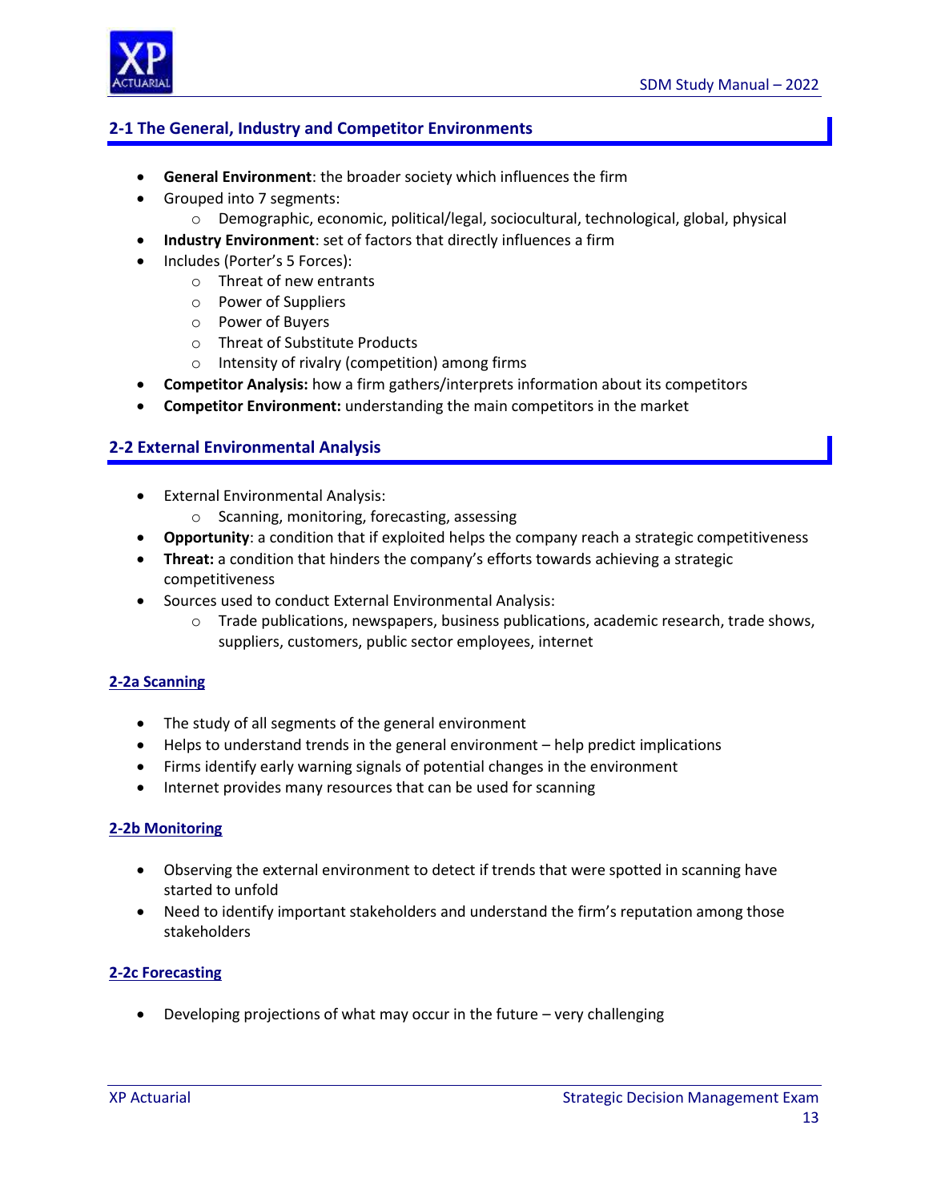## 2-1 The General, Industry and Competitor Environments

- **General Environment**: the broader society which influences the firm
- Grouped into 7 segments:
  - Demographic, economic, political/legal, sociocultural, technological, global, physical
- **Industry Environment**: set of factors that directly influences a firm
- Includes (Porter's 5 Forces):
  - Threat of new entrants
  - Power of Suppliers
  - Power of Buyers
  - Threat of Substitute Products
  - Intensity of rivalry (competition) among firms
- **Competitor Analysis:** how a firm gathers/interprets information about its competitors
- **Competitor Environment:** understanding the main competitors in the market

## 2-2 External Environmental Analysis

- External Environmental Analysis:
  - Scanning, monitoring, forecasting, assessing
- **Opportunity**: a condition that if exploited helps the company reach a strategic competitiveness
- **Threat:** a condition that hinders the company's efforts towards achieving a strategic competitiveness
- Sources used to conduct External Environmental Analysis:
  - Trade publications, newspapers, business publications, academic research, trade shows, suppliers, customers, public sector employees, internet

### 2-2a Scanning

- The study of all segments of the general environment
- Helps to understand trends in the general environment – help predict implications
- Firms identify early warning signals of potential changes in the environment
- Internet provides many resources that can be used for scanning

### 2-2b Monitoring

- Observing the external environment to detect if trends that were spotted in scanning have started to unfold
- Need to identify important stakeholders and understand the firm's reputation among those stakeholders

### 2-2c Forecasting

- Developing projections of what may occur in the future – very challenging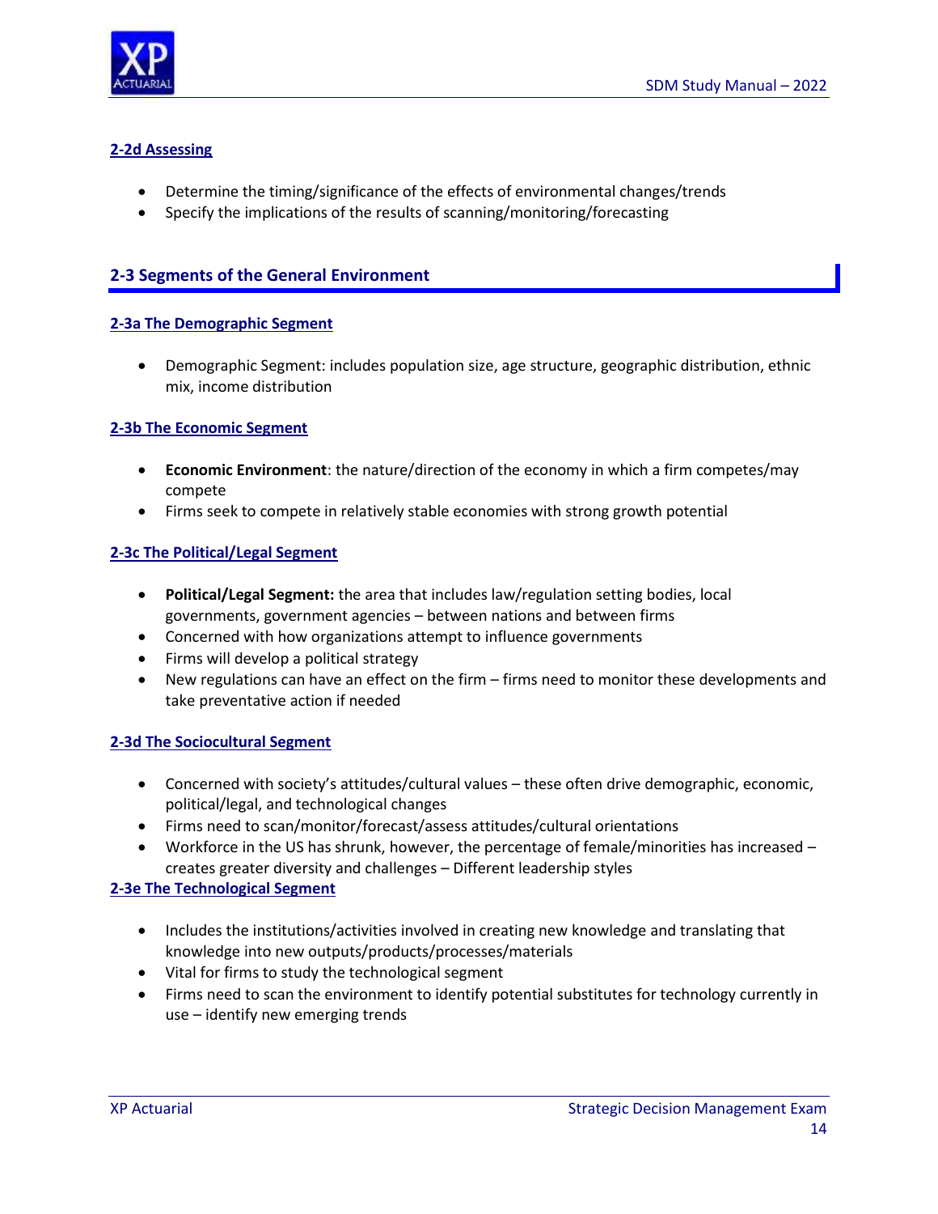### 2-2d Assessing

- Determine the timing/significance of the effects of environmental changes/trends
- Specify the implications of the results of scanning/monitoring/forecasting

## 2-3 Segments of the General Environment

### 2-3a The Demographic Segment

- Demographic Segment: includes population size, age structure, geographic distribution, ethnic mix, income distribution

### 2-3b The Economic Segment

- **Economic Environment**: the nature/direction of the economy in which a firm competes/may compete
- Firms seek to compete in relatively stable economies with strong growth potential

### 2-3c The Political/Legal Segment

- **Political/Legal Segment:** the area that includes law/regulation setting bodies, local governments, government agencies – between nations and between firms
- Concerned with how organizations attempt to influence governments
- Firms will develop a political strategy
- New regulations can have an effect on the firm – firms need to monitor these developments and take preventative action if needed

### 2-3d The Sociocultural Segment

- Concerned with society's attitudes/cultural values – these often drive demographic, economic, political/legal, and technological changes
- Firms need to scan/monitor/forecast/assess attitudes/cultural orientations
- Workforce in the US has shrunk, however, the percentage of female/minorities has increased – creates greater diversity and challenges – Different leadership styles

### 2-3e The Technological Segment

- Includes the institutions/activities involved in creating new knowledge and translating that knowledge into new outputs/products/processes/materials
- Vital for firms to study the technological segment
- Firms need to scan the environment to identify potential substitutes for technology currently in use – identify new emerging trends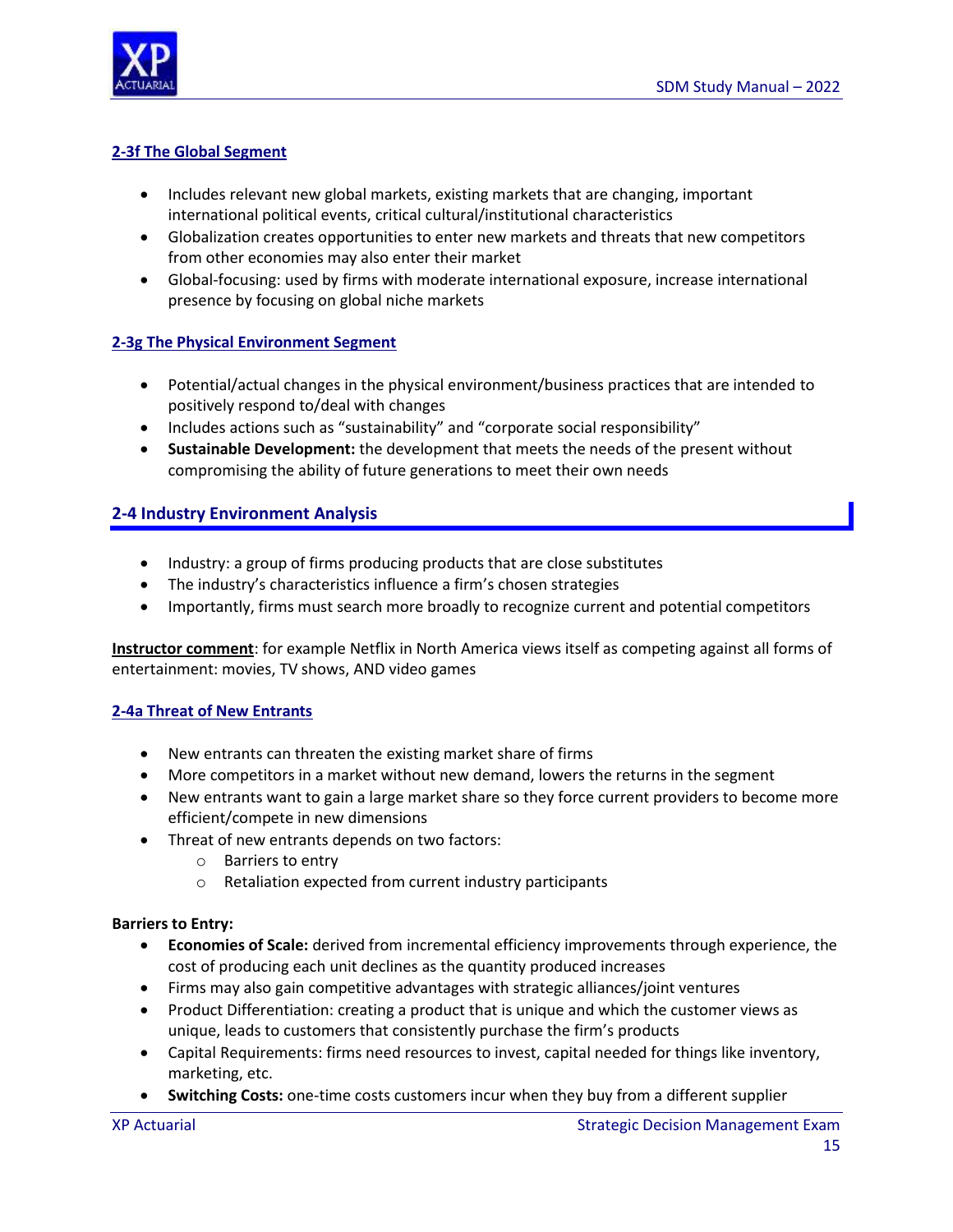### 2-3f The Global Segment

- Includes relevant new global markets, existing markets that are changing, important international political events, critical cultural/institutional characteristics
- Globalization creates opportunities to enter new markets and threats that new competitors from other economies may also enter their market
- Global-focusing: used by firms with moderate international exposure, increase international presence by focusing on global niche markets

### 2-3g The Physical Environment Segment

- Potential/actual changes in the physical environment/business practices that are intended to positively respond to/deal with changes
- Includes actions such as "sustainability" and "corporate social responsibility"
- **Sustainable Development:** the development that meets the needs of the present without compromising the ability of future generations to meet their own needs

## 2-4 Industry Environment Analysis

- Industry: a group of firms producing products that are close substitutes
- The industry's characteristics influence a firm's chosen strategies
- Importantly, firms must search more broadly to recognize current and potential competitors

**Instructor comment**: for example Netflix in North America views itself as competing against all forms of entertainment: movies, TV shows, AND video games

### 2-4a Threat of New Entrants

- New entrants can threaten the existing market share of firms
- More competitors in a market without new demand, lowers the returns in the segment
- New entrants want to gain a large market share so they force current providers to become more efficient/compete in new dimensions
- Threat of new entrants depends on two factors:
  - Barriers to entry
  - Retaliation expected from current industry participants

**Barriers to Entry:**

- **Economies of Scale:** derived from incremental efficiency improvements through experience, the cost of producing each unit declines as the quantity produced increases
- Firms may also gain competitive advantages with strategic alliances/joint ventures
- Product Differentiation: creating a product that is unique and which the customer views as unique, leads to customers that consistently purchase the firm's products
- Capital Requirements: firms need resources to invest, capital needed for things like inventory, marketing, etc.
- **Switching Costs:** one-time costs customers incur when they buy from a different supplier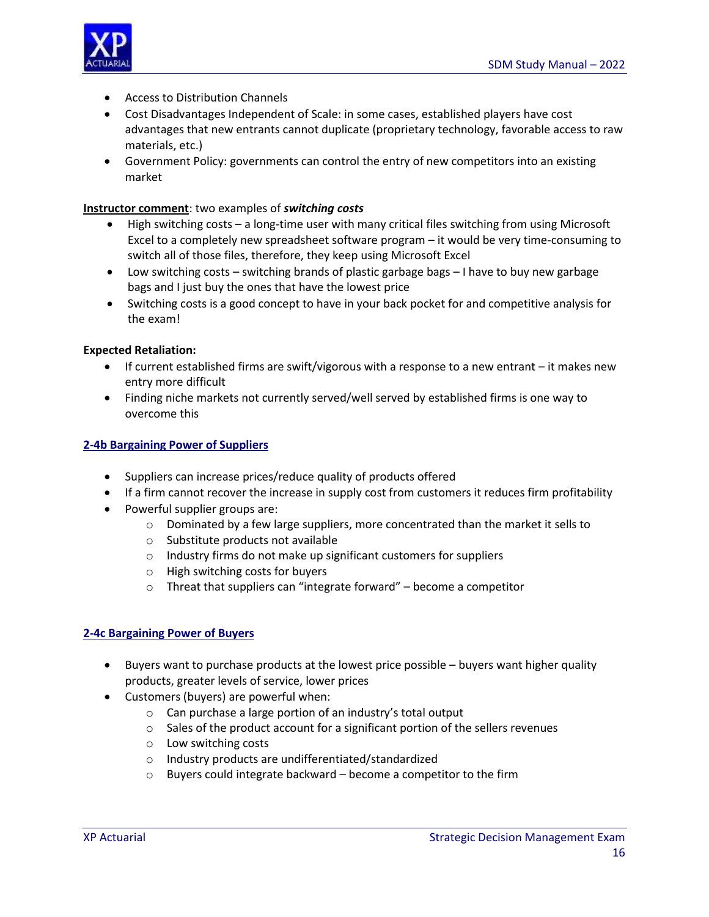- Access to Distribution Channels
- Cost Disadvantages Independent of Scale: in some cases, established players have cost advantages that new entrants cannot duplicate (proprietary technology, favorable access to raw materials, etc.)
- Government Policy: governments can control the entry of new competitors into an existing market

**Instructor comment**: two examples of ***switching costs***

- High switching costs – a long-time user with many critical files switching from using Microsoft Excel to a completely new spreadsheet software program – it would be very time-consuming to switch all of those files, therefore, they keep using Microsoft Excel
- Low switching costs – switching brands of plastic garbage bags – I have to buy new garbage bags and I just buy the ones that have the lowest price
- Switching costs is a good concept to have in your back pocket for and competitive analysis for the exam!

**Expected Retaliation:**

- If current established firms are swift/vigorous with a response to a new entrant – it makes new entry more difficult
- Finding niche markets not currently served/well served by established firms is one way to overcome this

## 2-4b Bargaining Power of Suppliers

- Suppliers can increase prices/reduce quality of products offered
- If a firm cannot recover the increase in supply cost from customers it reduces firm profitability
- Powerful supplier groups are:
    - Dominated by a few large suppliers, more concentrated than the market it sells to
    - Substitute products not available
    - Industry firms do not make up significant customers for suppliers
    - High switching costs for buyers
    - Threat that suppliers can "integrate forward" – become a competitor

## 2-4c Bargaining Power of Buyers

- Buyers want to purchase products at the lowest price possible – buyers want higher quality products, greater levels of service, lower prices
- Customers (buyers) are powerful when:
    - Can purchase a large portion of an industry's total output
    - Sales of the product account for a significant portion of the sellers revenues
    - Low switching costs
    - Industry products are undifferentiated/standardized
    - Buyers could integrate backward – become a competitor to the firm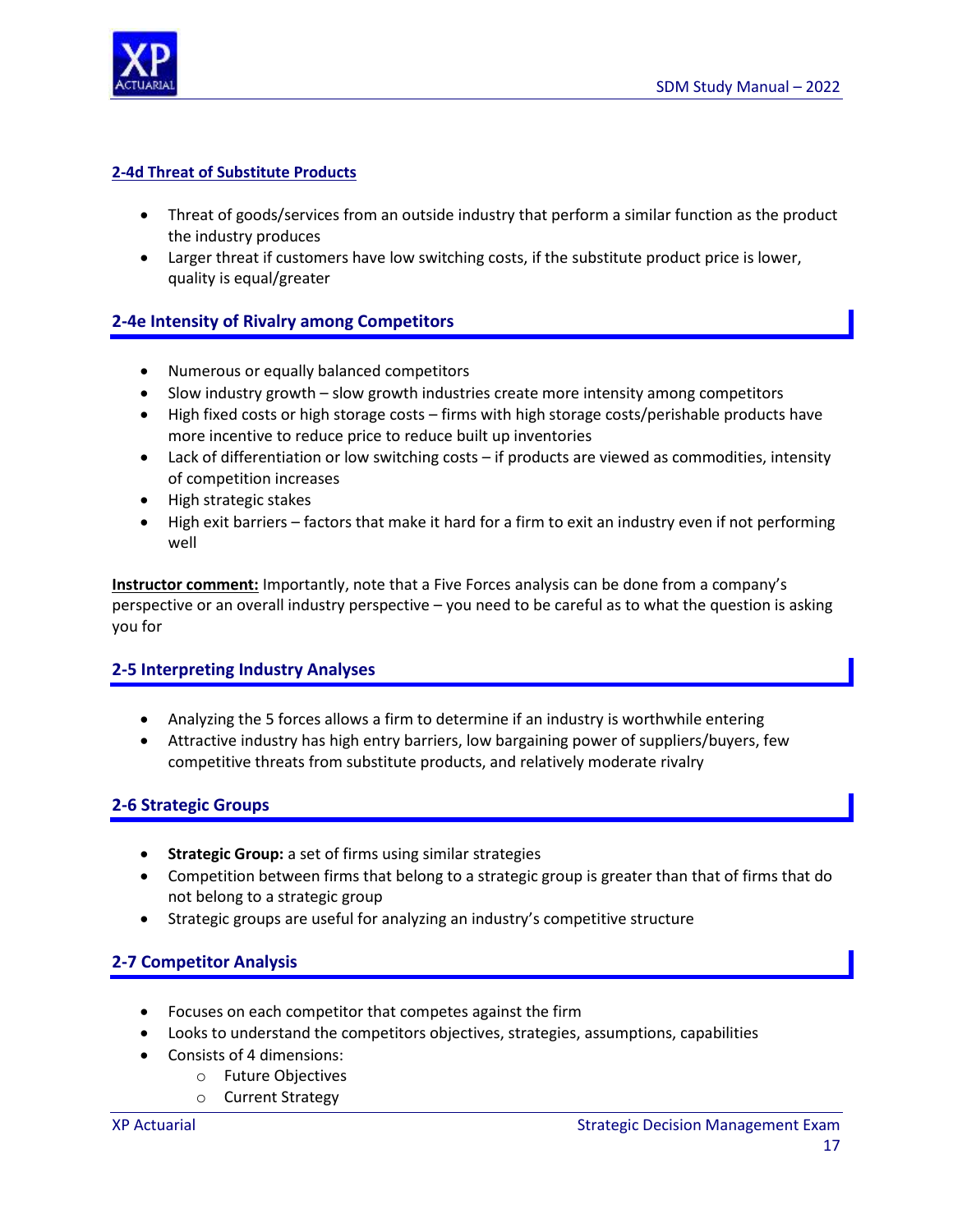### 2-4d Threat of Substitute Products

- Threat of goods/services from an outside industry that perform a similar function as the product the industry produces
- Larger threat if customers have low switching costs, if the substitute product price is lower, quality is equal/greater

### 2-4e Intensity of Rivalry among Competitors

- Numerous or equally balanced competitors
- Slow industry growth – slow growth industries create more intensity among competitors
- High fixed costs or high storage costs – firms with high storage costs/perishable products have more incentive to reduce price to reduce built up inventories
- Lack of differentiation or low switching costs – if products are viewed as commodities, intensity of competition increases
- High strategic stakes
- High exit barriers – factors that make it hard for a firm to exit an industry even if not performing well

**Instructor comment:** Importantly, note that a Five Forces analysis can be done from a company's perspective or an overall industry perspective – you need to be careful as to what the question is asking you for

## 2-5 Interpreting Industry Analyses

- Analyzing the 5 forces allows a firm to determine if an industry is worthwhile entering
- Attractive industry has high entry barriers, low bargaining power of suppliers/buyers, few competitive threats from substitute products, and relatively moderate rivalry

## 2-6 Strategic Groups

- **Strategic Group:** a set of firms using similar strategies
- Competition between firms that belong to a strategic group is greater than that of firms that do not belong to a strategic group
- Strategic groups are useful for analyzing an industry's competitive structure

## 2-7 Competitor Analysis

- Focuses on each competitor that competes against the firm
- Looks to understand the competitors objectives, strategies, assumptions, capabilities
- Consists of 4 dimensions:
  - Future Objectives
  - Current Strategy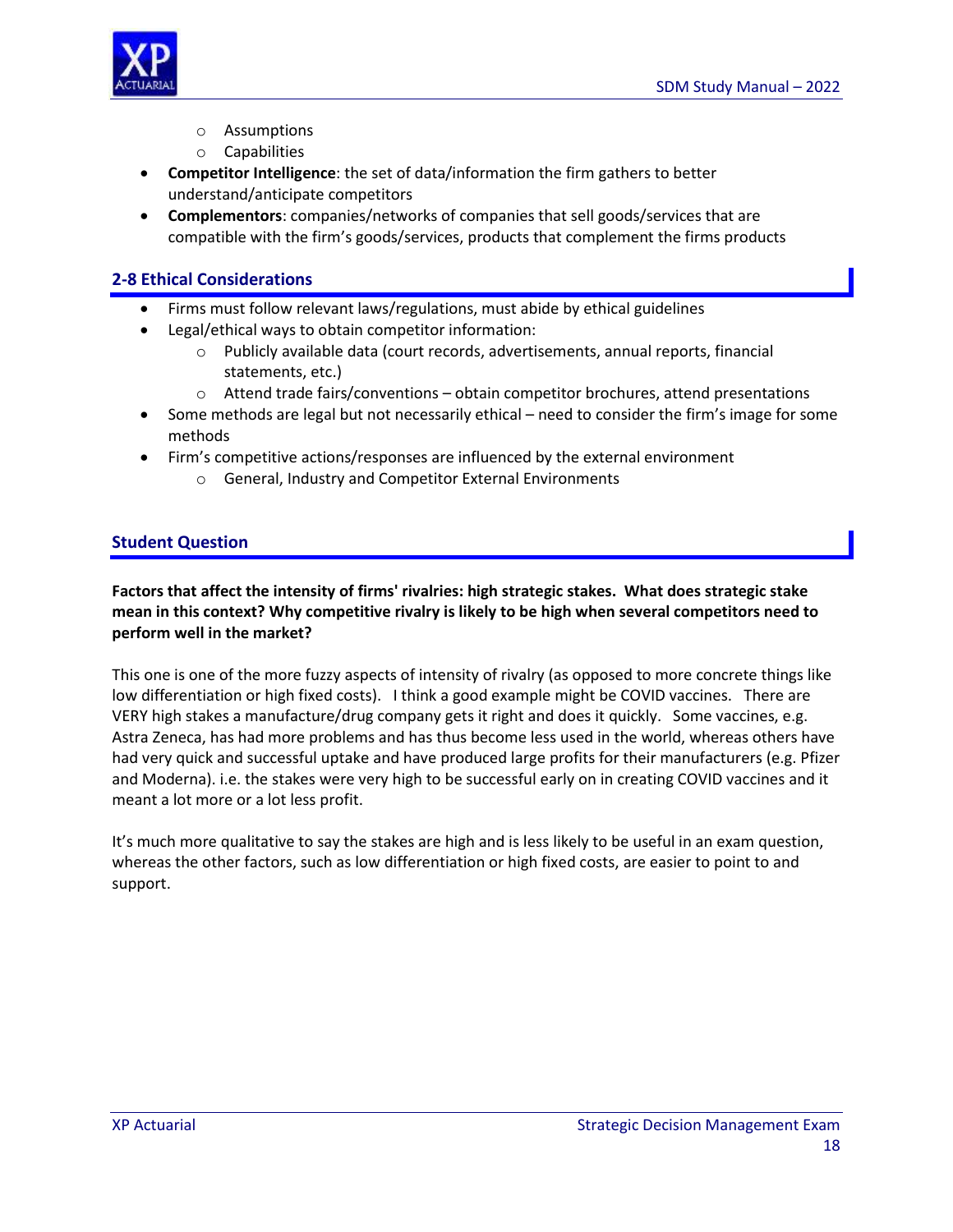- Assumptions
  - Capabilities
- **Competitor Intelligence**: the set of data/information the firm gathers to better understand/anticipate competitors
- **Complementors**: companies/networks of companies that sell goods/services that are compatible with the firm's goods/services, products that complement the firms products

## 2-8 Ethical Considerations

- Firms must follow relevant laws/regulations, must abide by ethical guidelines
- Legal/ethical ways to obtain competitor information:
  - Publicly available data (court records, advertisements, annual reports, financial statements, etc.)
  - Attend trade fairs/conventions – obtain competitor brochures, attend presentations
- Some methods are legal but not necessarily ethical – need to consider the firm's image for some methods
- Firm's competitive actions/responses are influenced by the external environment
  - General, Industry and Competitor External Environments

## Student Question

**Factors that affect the intensity of firms' rivalries: high strategic stakes. What does strategic stake mean in this context? Why competitive rivalry is likely to be high when several competitors need to perform well in the market?**

This one is one of the more fuzzy aspects of intensity of rivalry (as opposed to more concrete things like low differentiation or high fixed costs). I think a good example might be COVID vaccines. There are VERY high stakes a manufacture/drug company gets it right and does it quickly. Some vaccines, e.g. Astra Zeneca, has had more problems and has thus become less used in the world, whereas others have had very quick and successful uptake and have produced large profits for their manufacturers (e.g. Pfizer and Moderna). i.e. the stakes were very high to be successful early on in creating COVID vaccines and it meant a lot more or a lot less profit.

It's much more qualitative to say the stakes are high and is less likely to be useful in an exam question, whereas the other factors, such as low differentiation or high fixed costs, are easier to point to and support.